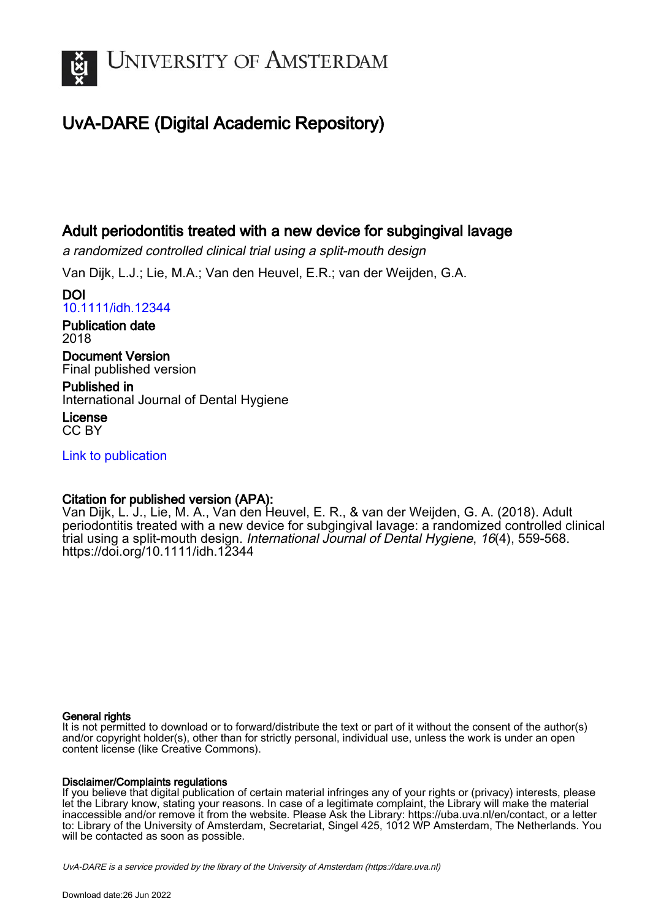# University of Amsterdam

## UvA-DARE (Digital Academic Repository)

## Adult periodontitis treated with a new device for subgingival lavage

*a randomized controlled clinical trial using a split-mouth design*

Van Dijk, L.J.; Lie, M.A.; Van den Heuvel, E.R.; van der Weijden, G.A.

**DOI**
10.1111/idh.12344

**Publication date**
2018

**Document Version**
Final published version

**Published in**
International Journal of Dental Hygiene

**License**
CC BY

Link to publication

**Citation for published version (APA):**
Van Dijk, L. J., Lie, M. A., Van den Heuvel, E. R., & van der Weijden, G. A. (2018). Adult periodontitis treated with a new device for subgingival lavage: a randomized controlled clinical trial using a split-mouth design. *International Journal of Dental Hygiene*, *16*(4), 559-568. https://doi.org/10.1111/idh.12344

**General rights**
It is not permitted to download or to forward/distribute the text or part of it without the consent of the author(s) and/or copyright holder(s), other than for strictly personal, individual use, unless the work is under an open content license (like Creative Commons).

**Disclaimer/Complaints regulations**
If you believe that digital publication of certain material infringes any of your rights or (privacy) interests, please let the Library know, stating your reasons. In case of a legitimate complaint, the Library will make the material inaccessible and/or remove it from the website. Please Ask the Library: https://uba.uva.nl/en/contact, or a letter to: Library of the University of Amsterdam, Secretariat, Singel 425, 1012 WP Amsterdam, The Netherlands. You will be contacted as soon as possible.

*UvA-DARE is a service provided by the library of the University of Amsterdam (https://dare.uva.nl)*

Download date:26 Jun 2022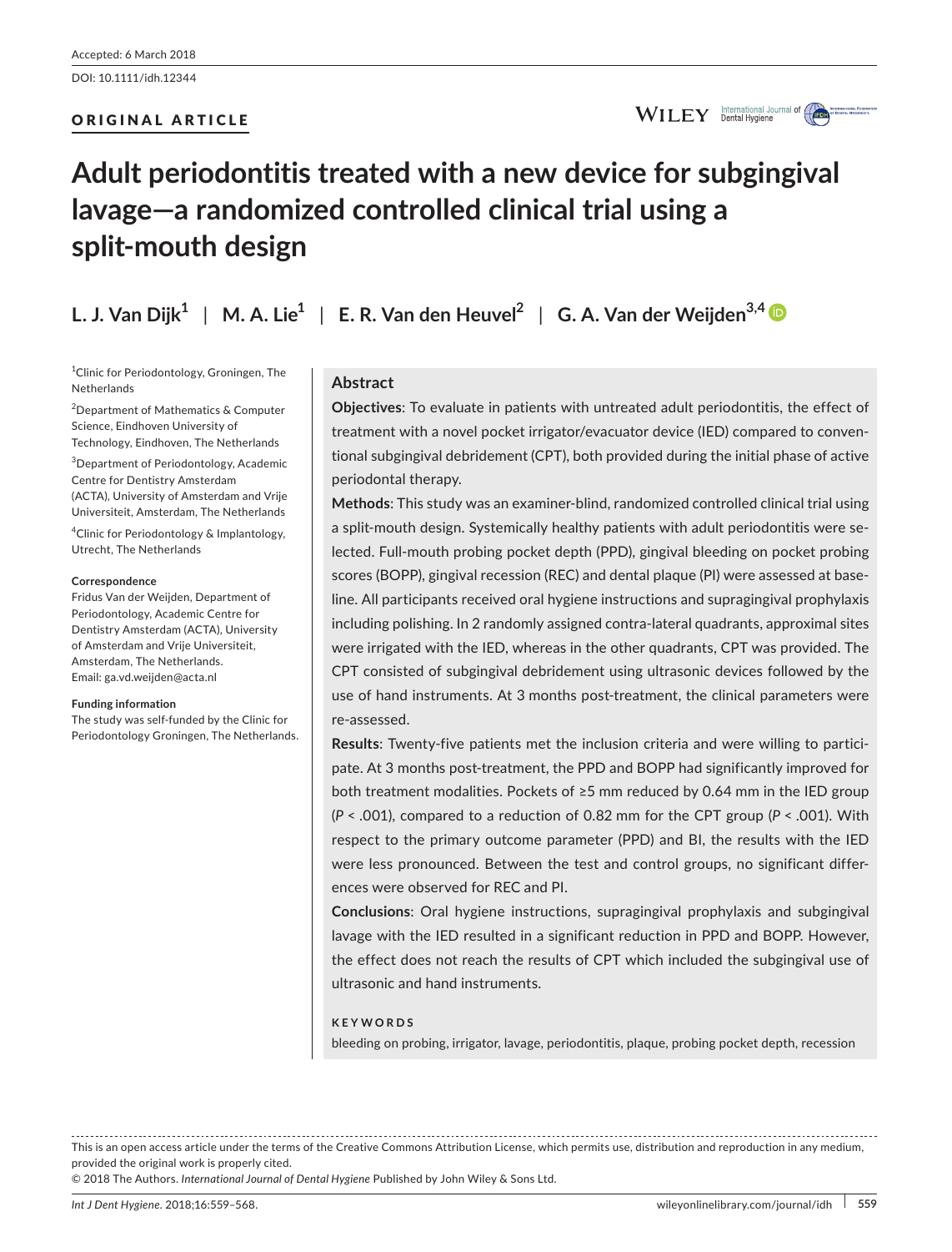Accepted: 6 March 2018

DOI: 10.1111/idh.12344

ORIGINAL ARTICLE

# Adult periodontitis treated with a new device for subgingival lavage—a randomized controlled clinical trial using a split-mouth design

**L. J. Van Dijk[1] | M. A. Lie[1] | E. R. Van den Heuvel[2] | G. A. Van der Weijden[3,4]**

[1]Clinic for Periodontology, Groningen, The Netherlands

[2]Department of Mathematics & Computer Science, Eindhoven University of Technology, Eindhoven, The Netherlands

[3]Department of Periodontology, Academic Centre for Dentistry Amsterdam (ACTA), University of Amsterdam and Vrije Universiteit, Amsterdam, The Netherlands

[4]Clinic for Periodontology & Implantology, Utrecht, The Netherlands

**Correspondence**
Fridus Van der Weijden, Department of Periodontology, Academic Centre for Dentistry Amsterdam (ACTA), University of Amsterdam and Vrije Universiteit, Amsterdam, The Netherlands.
Email: ga.vd.weijden@acta.nl

**Funding information**
The study was self-funded by the Clinic for Periodontology Groningen, The Netherlands.

## Abstract

**Objectives**: To evaluate in patients with untreated adult periodontitis, the effect of treatment with a novel pocket irrigator/evacuator device (IED) compared to conventional subgingival debridement (CPT), both provided during the initial phase of active periodontal therapy.

**Methods**: This study was an examiner-blind, randomized controlled clinical trial using a split-mouth design. Systemically healthy patients with adult periodontitis were selected. Full-mouth probing pocket depth (PPD), gingival bleeding on pocket probing scores (BOPP), gingival recession (REC) and dental plaque (PI) were assessed at baseline. All participants received oral hygiene instructions and supragingival prophylaxis including polishing. In 2 randomly assigned contra-lateral quadrants, approximal sites were irrigated with the IED, whereas in the other quadrants, CPT was provided. The CPT consisted of subgingival debridement using ultrasonic devices followed by the use of hand instruments. At 3 months post-treatment, the clinical parameters were re-assessed.

**Results**: Twenty-five patients met the inclusion criteria and were willing to participate. At 3 months post-treatment, the PPD and BOPP had significantly improved for both treatment modalities. Pockets of ≥5 mm reduced by 0.64 mm in the IED group ($P < .001$), compared to a reduction of 0.82 mm for the CPT group ($P < .001$). With respect to the primary outcome parameter (PPD) and BI, the results with the IED were less pronounced. Between the test and control groups, no significant differences were observed for REC and PI.

**Conclusions**: Oral hygiene instructions, supragingival prophylaxis and subgingival lavage with the IED resulted in a significant reduction in PPD and BOPP. However, the effect does not reach the results of CPT which included the subgingival use of ultrasonic and hand instruments.

**KEYWORDS**

bleeding on probing, irrigator, lavage, periodontitis, plaque, probing pocket depth, recession

This is an open access article under the terms of the Creative Commons Attribution License, which permits use, distribution and reproduction in any medium, provided the original work is properly cited.

© 2018 The Authors. *International Journal of Dental Hygiene* Published by John Wiley & Sons Ltd.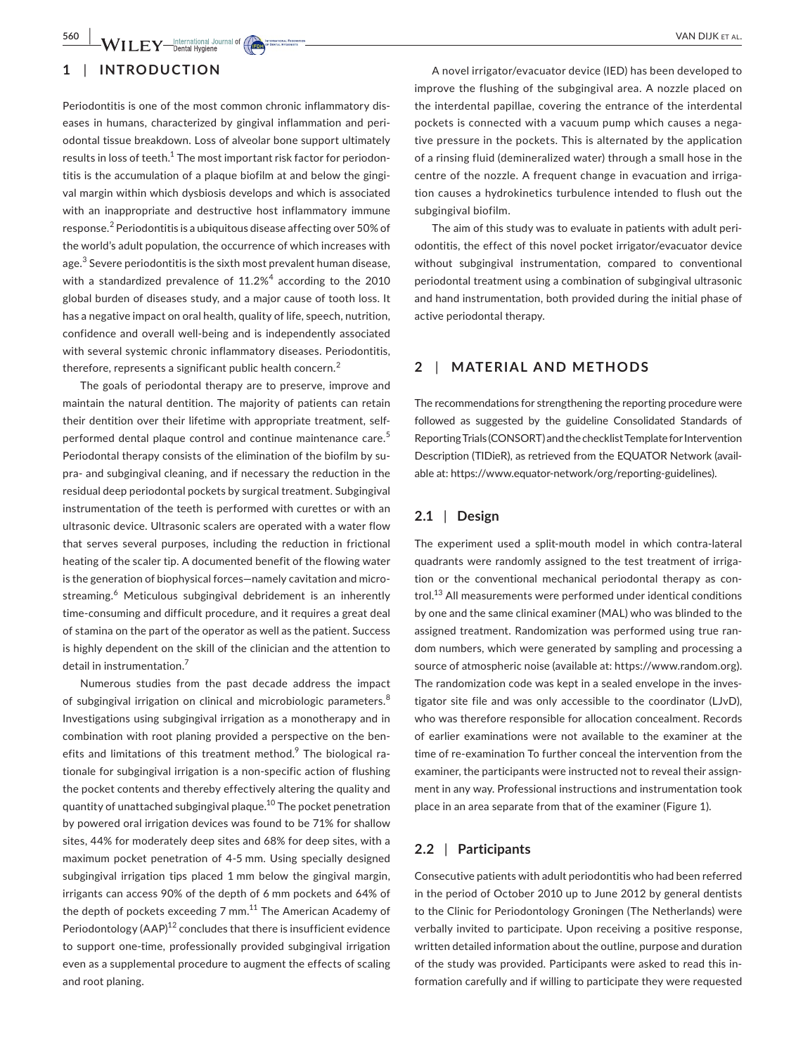## 1 | INTRODUCTION

Periodontitis is one of the most common chronic inflammatory diseases in humans, characterized by gingival inflammation and periodontal tissue breakdown. Loss of alveolar bone support ultimately results in loss of teeth.[1] The most important risk factor for periodontitis is the accumulation of a plaque biofilm at and below the gingival margin within which dysbiosis develops and which is associated with an inappropriate and destructive host inflammatory immune response.[2] Periodontitis is a ubiquitous disease affecting over 50% of the world's adult population, the occurrence of which increases with age.[3] Severe periodontitis is the sixth most prevalent human disease, with a standardized prevalence of 11.2%[4] according to the 2010 global burden of diseases study, and a major cause of tooth loss. It has a negative impact on oral health, quality of life, speech, nutrition, confidence and overall well-being and is independently associated with several systemic chronic inflammatory diseases. Periodontitis, therefore, represents a significant public health concern.[2]

The goals of periodontal therapy are to preserve, improve and maintain the natural dentition. The majority of patients can retain their dentition over their lifetime with appropriate treatment, self-performed dental plaque control and continue maintenance care.[5] Periodontal therapy consists of the elimination of the biofilm by supra- and subgingival cleaning, and if necessary the reduction in the residual deep periodontal pockets by surgical treatment. Subgingival instrumentation of the teeth is performed with curettes or with an ultrasonic device. Ultrasonic scalers are operated with a water flow that serves several purposes, including the reduction in frictional heating of the scaler tip. A documented benefit of the flowing water is the generation of biophysical forces—namely cavitation and microstreaming.[6] Meticulous subgingival debridement is an inherently time-consuming and difficult procedure, and it requires a great deal of stamina on the part of the operator as well as the patient. Success is highly dependent on the skill of the clinician and the attention to detail in instrumentation.[7]

Numerous studies from the past decade address the impact of subgingival irrigation on clinical and microbiologic parameters.[8] Investigations using subgingival irrigation as a monotherapy and in combination with root planing provided a perspective on the benefits and limitations of this treatment method.[9] The biological rationale for subgingival irrigation is a non-specific action of flushing the pocket contents and thereby effectively altering the quality and quantity of unattached subgingival plaque.[10] The pocket penetration by powered oral irrigation devices was found to be 71% for shallow sites, 44% for moderately deep sites and 68% for deep sites, with a maximum pocket penetration of 4-5 mm. Using specially designed subgingival irrigation tips placed 1 mm below the gingival margin, irrigants can access 90% of the depth of 6 mm pockets and 64% of the depth of pockets exceeding 7 mm.[11] The American Academy of Periodontology (AAP)[12] concludes that there is insufficient evidence to support one-time, professionally provided subgingival irrigation even as a supplemental procedure to augment the effects of scaling and root planing.

A novel irrigator/evacuator device (IED) has been developed to improve the flushing of the subgingival area. A nozzle placed on the interdental papillae, covering the entrance of the interdental pockets is connected with a vacuum pump which causes a negative pressure in the pockets. This is alternated by the application of a rinsing fluid (demineralized water) through a small hose in the centre of the nozzle. A frequent change in evacuation and irrigation causes a hydrokinetics turbulence intended to flush out the subgingival biofilm.

The aim of this study was to evaluate in patients with adult periodontitis, the effect of this novel pocket irrigator/evacuator device without subgingival instrumentation, compared to conventional periodontal treatment using a combination of subgingival ultrasonic and hand instrumentation, both provided during the initial phase of active periodontal therapy.

## 2 | MATERIAL AND METHODS

The recommendations for strengthening the reporting procedure were followed as suggested by the guideline Consolidated Standards of Reporting Trials (CONSORT) and the checklist Template for Intervention Description (TIDieR), as retrieved from the EQUATOR Network (available at: https://www.equator-network/org/reporting-guidelines).

### 2.1 | Design

The experiment used a split-mouth model in which contra-lateral quadrants were randomly assigned to the test treatment of irrigation or the conventional mechanical periodontal therapy as control.[13] All measurements were performed under identical conditions by one and the same clinical examiner (MAL) who was blinded to the assigned treatment. Randomization was performed using true random numbers, which were generated by sampling and processing a source of atmospheric noise (available at: https://www.random.org). The randomization code was kept in a sealed envelope in the investigator site file and was only accessible to the coordinator (LJvD), who was therefore responsible for allocation concealment. Records of earlier examinations were not available to the examiner at the time of re-examination To further conceal the intervention from the examiner, the participants were instructed not to reveal their assignment in any way. Professional instructions and instrumentation took place in an area separate from that of the examiner (Figure 1).

### 2.2 | Participants

Consecutive patients with adult periodontitis who had been referred in the period of October 2010 up to June 2012 by general dentists to the Clinic for Periodontology Groningen (The Netherlands) were verbally invited to participate. Upon receiving a positive response, written detailed information about the outline, purpose and duration of the study was provided. Participants were asked to read this information carefully and if willing to participate they were requested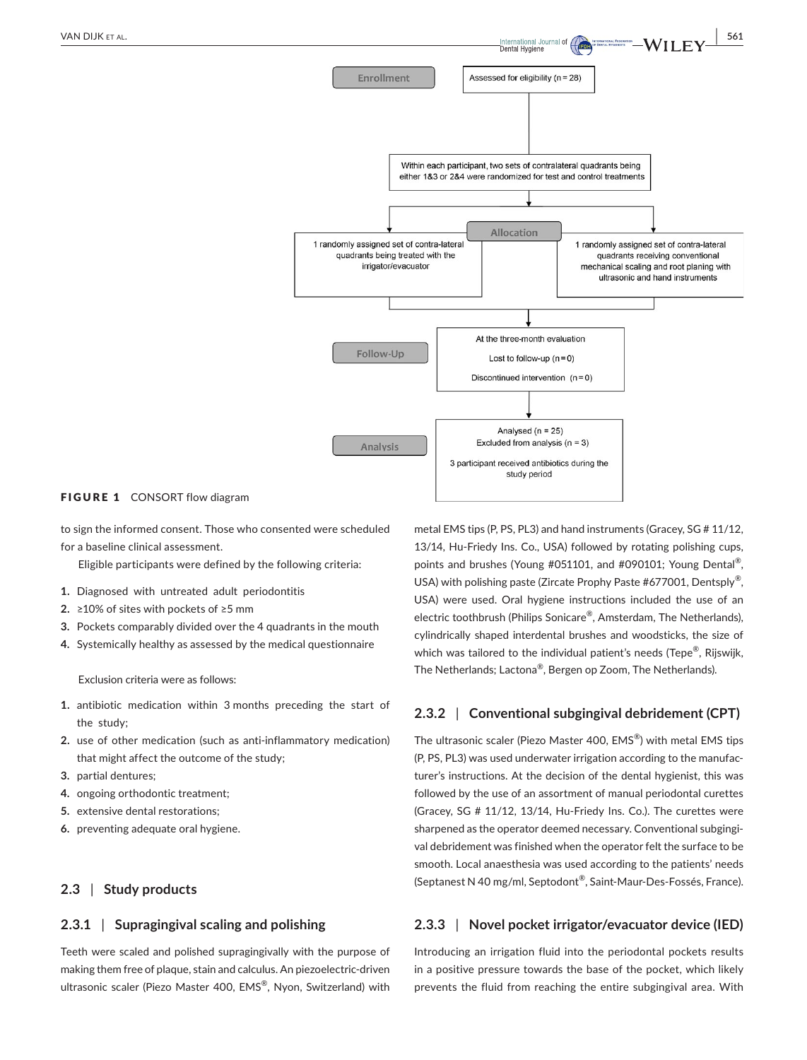Enrollment

Assessed for eligibility (n = 28)

Within each participant, two sets of contralateral quadrants being either 1&3 or 2&4 were randomized for test and control treatments

Allocation

1 randomly assigned set of contra-lateral quadrants being treated with the irrigator/evacuator

1 randomly assigned set of contra-lateral quadrants receiving conventional mechanical scaling and root planing with ultrasonic and hand instruments

Follow-Up

At the three-month evaluation

Lost to follow-up (n = 0)

Discontinued intervention (n = 0)

Analysis

Analysed (n = 25)

Excluded from analysis (n = 3)

3 participant received antibiotics during the study period

**FIGURE 1** CONSORT flow diagram

to sign the informed consent. Those who consented were scheduled for a baseline clinical assessment.

Eligible participants were defined by the following criteria:

1. Diagnosed with untreated adult periodontitis
2. ≥10% of sites with pockets of ≥5 mm
3. Pockets comparably divided over the 4 quadrants in the mouth
4. Systemically healthy as assessed by the medical questionnaire

Exclusion criteria were as follows:

1. antibiotic medication within 3 months preceding the start of the study;
2. use of other medication (such as anti-inflammatory medication) that might affect the outcome of the study;
3. partial dentures;
4. ongoing orthodontic treatment;
5. extensive dental restorations;
6. preventing adequate oral hygiene.

## 2.3 | Study products

### 2.3.1 | Supragingival scaling and polishing

Teeth were scaled and polished supragingivally with the purpose of making them free of plaque, stain and calculus. An piezoelectric-driven ultrasonic scaler (Piezo Master 400, EMS®, Nyon, Switzerland) with metal EMS tips (P, PS, PL3) and hand instruments (Gracey, SG # 11/12, 13/14, Hu-Friedy Ins. Co., USA) followed by rotating polishing cups, points and brushes (Young #051101, and #090101; Young Dental®, USA) with polishing paste (Zircate Prophy Paste #677001, Dentsply®, USA) were used. Oral hygiene instructions included the use of an electric toothbrush (Philips Sonicare®, Amsterdam, The Netherlands), cylindrically shaped interdental brushes and woodsticks, the size of which was tailored to the individual patient's needs (Tepe®, Rijswijk, The Netherlands; Lactona®, Bergen op Zoom, The Netherlands).

### 2.3.2 | Conventional subgingival debridement (CPT)

The ultrasonic scaler (Piezo Master 400, EMS®) with metal EMS tips (P, PS, PL3) was used underwater irrigation according to the manufacturer's instructions. At the decision of the dental hygienist, this was followed by the use of an assortment of manual periodontal curettes (Gracey, SG # 11/12, 13/14, Hu-Friedy Ins. Co.). The curettes were sharpened as the operator deemed necessary. Conventional subgingival debridement was finished when the operator felt the surface to be smooth. Local anaesthesia was used according to the patients' needs (Septanest N 40 mg/ml, Septodont®, Saint-Maur-Des-Fossés, France).

### 2.3.3 | Novel pocket irrigator/evacuator device (IED)

Introducing an irrigation fluid into the periodontal pockets results in a positive pressure towards the base of the pocket, which likely prevents the fluid from reaching the entire subgingival area. With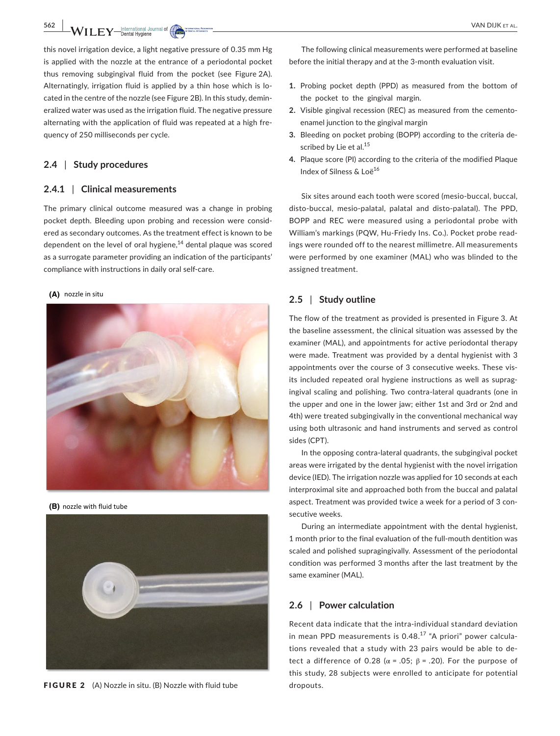this novel irrigation device, a light negative pressure of 0.35 mm Hg is applied with the nozzle at the entrance of a periodontal pocket thus removing subgingival fluid from the pocket (see Figure 2A). Alternatingly, irrigation fluid is applied by a thin hose which is located in the centre of the nozzle (see Figure 2B). In this study, demineralized water was used as the irrigation fluid. The negative pressure alternating with the application of fluid was repeated at a high frequency of 250 milliseconds per cycle.

### 2.4 | Study procedures

#### 2.4.1 | Clinical measurements

The primary clinical outcome measured was a change in probing pocket depth. Bleeding upon probing and recession were considered as secondary outcomes. As the treatment effect is known to be dependent on the level of oral hygiene,[14] dental plaque was scored as a surrogate parameter providing an indication of the participants' compliance with instructions in daily oral self-care.

**(A)** nozzle in situ

**(B)** nozzle with fluid tube

**FIGURE 2** (A) Nozzle in situ. (B) Nozzle with fluid tube

The following clinical measurements were performed at baseline before the initial therapy and at the 3-month evaluation visit.

1. Probing pocket depth (PPD) as measured from the bottom of the pocket to the gingival margin.
2. Visible gingival recession (REC) as measured from the cemento-enamel junction to the gingival margin
3. Bleeding on pocket probing (BOPP) according to the criteria described by Lie et al.[15]
4. Plaque score (PI) according to the criteria of the modified Plaque Index of Silness & Loë[16]

Six sites around each tooth were scored (mesio-buccal, buccal, disto-buccal, mesio-palatal, palatal and disto-palatal). The PPD, BOPP and REC were measured using a periodontal probe with William's markings (PQW, Hu-Friedy Ins. Co.). Pocket probe readings were rounded off to the nearest millimetre. All measurements were performed by one examiner (MAL) who was blinded to the assigned treatment.

### 2.5 | Study outline

The flow of the treatment as provided is presented in Figure 3. At the baseline assessment, the clinical situation was assessed by the examiner (MAL), and appointments for active periodontal therapy were made. Treatment was provided by a dental hygienist with 3 appointments over the course of 3 consecutive weeks. These visits included repeated oral hygiene instructions as well as supragingival scaling and polishing. Two contra-lateral quadrants (one in the upper and one in the lower jaw; either 1st and 3rd or 2nd and 4th) were treated subgingivally in the conventional mechanical way using both ultrasonic and hand instruments and served as control sides (CPT).

In the opposing contra-lateral quadrants, the subgingival pocket areas were irrigated by the dental hygienist with the novel irrigation device (IED). The irrigation nozzle was applied for 10 seconds at each interproximal site and approached both from the buccal and palatal aspect. Treatment was provided twice a week for a period of 3 consecutive weeks.

During an intermediate appointment with the dental hygienist, 1 month prior to the final evaluation of the full-mouth dentition was scaled and polished supragingivally. Assessment of the periodontal condition was performed 3 months after the last treatment by the same examiner (MAL).

### 2.6 | Power calculation

Recent data indicate that the intra-individual standard deviation in mean PPD measurements is 0.48.[17] "A priori" power calculations revealed that a study with 23 pairs would be able to detect a difference of 0.28 ($\alpha = .05$; $\beta = .20$). For the purpose of this study, 28 subjects were enrolled to anticipate for potential dropouts.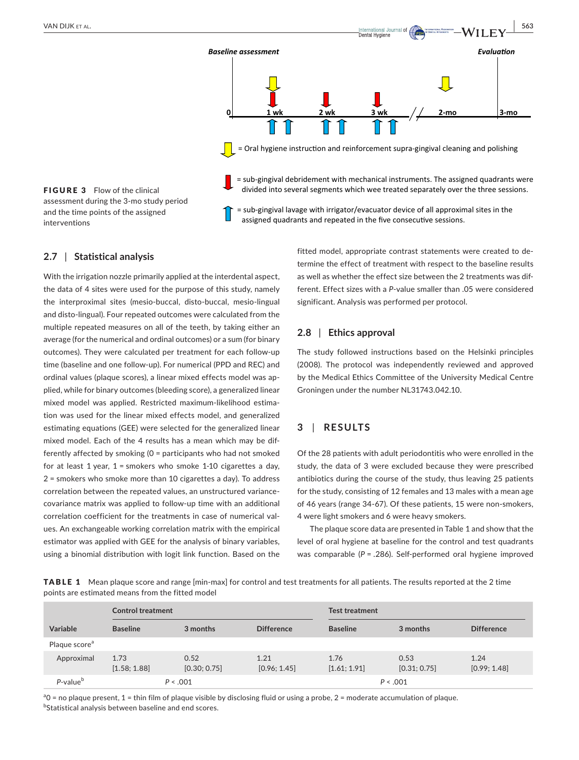**Baseline assessment** | **Evaluation**

0 — 1 wk — 2 wk — 3 wk — // — 2-mo — 3-mo

= Oral hygiene instruction and reinforcement supra-gingival cleaning and polishing

= sub-gingival debridement with mechanical instruments. The assigned quadrants were divided into several segments which wee treated separately over the three sessions.

= sub-gingival lavage with irrigator/evacuator device of all approximal sites in the assigned quadrants and repeated in the five consecutive sessions.

**FIGURE 3** Flow of the clinical assessment during the 3-mo study period and the time points of the assigned interventions

### 2.7 | Statistical analysis

With the irrigation nozzle primarily applied at the interdental aspect, the data of 4 sites were used for the purpose of this study, namely the interproximal sites (mesio-buccal, disto-buccal, mesio-lingual and disto-lingual). Four repeated outcomes were calculated from the multiple repeated measures on all of the teeth, by taking either an average (for the numerical and ordinal outcomes) or a sum (for binary outcomes). They were calculated per treatment for each follow-up time (baseline and one follow-up). For numerical (PPD and REC) and ordinal values (plaque scores), a linear mixed effects model was applied, while for binary outcomes (bleeding score), a generalized linear mixed model was applied. Restricted maximum-likelihood estimation was used for the linear mixed effects model, and generalized estimating equations (GEE) were selected for the generalized linear mixed model. Each of the 4 results has a mean which may be differently affected by smoking (0 = participants who had not smoked for at least 1 year, 1 = smokers who smoke 1-10 cigarettes a day, 2 = smokers who smoke more than 10 cigarettes a day). To address correlation between the repeated values, an unstructured variance-covariance matrix was applied to follow-up time with an additional correlation coefficient for the treatments in case of numerical values. An exchangeable working correlation matrix with the empirical estimator was applied with GEE for the analysis of binary variables, using a binomial distribution with logit link function. Based on the fitted model, appropriate contrast statements were created to determine the effect of treatment with respect to the baseline results as well as whether the effect size between the 2 treatments was different. Effect sizes with a *P*-value smaller than .05 were considered significant. Analysis was performed per protocol.

### 2.8 | Ethics approval

The study followed instructions based on the Helsinki principles (2008). The protocol was independently reviewed and approved by the Medical Ethics Committee of the University Medical Centre Groningen under the number NL31743.042.10.

## 3 | RESULTS

Of the 28 patients with adult periodontitis who were enrolled in the study, the data of 3 were excluded because they were prescribed antibiotics during the course of the study, thus leaving 25 patients for the study, consisting of 12 females and 13 males with a mean age of 46 years (range 34-67). Of these patients, 15 were non-smokers, 4 were light smokers and 6 were heavy smokers.

The plaque score data are presented in Table 1 and show that the level of oral hygiene at baseline for the control and test quadrants was comparable (*P* = .286). Self-performed oral hygiene improved

**TABLE 1** Mean plaque score and range [min-max] for control and test treatments for all patients. The results reported at the 2 time points are estimated means from the fitted model

| | Control treatment | | | Test treatment | | |
|---|---|---|---|---|---|---|
| Variable | Baseline | 3 months | Difference | Baseline | 3 months | Difference |
| Plaque score[a] | | | | | | |
| Approximal | 1.73 [1.58; 1.88] | 0.52 [0.30; 0.75] | 1.21 [0.96; 1.45] | 1.76 [1.61; 1.91] | 0.53 [0.31; 0.75] | 1.24 [0.99; 1.48] |
| *P*-value[b] | | *P* < .001 | | | *P* < .001 | |

[a]0 = no plaque present, 1 = thin film of plaque visible by disclosing fluid or using a probe, 2 = moderate accumulation of plaque.
[b]Statistical analysis between baseline and end scores.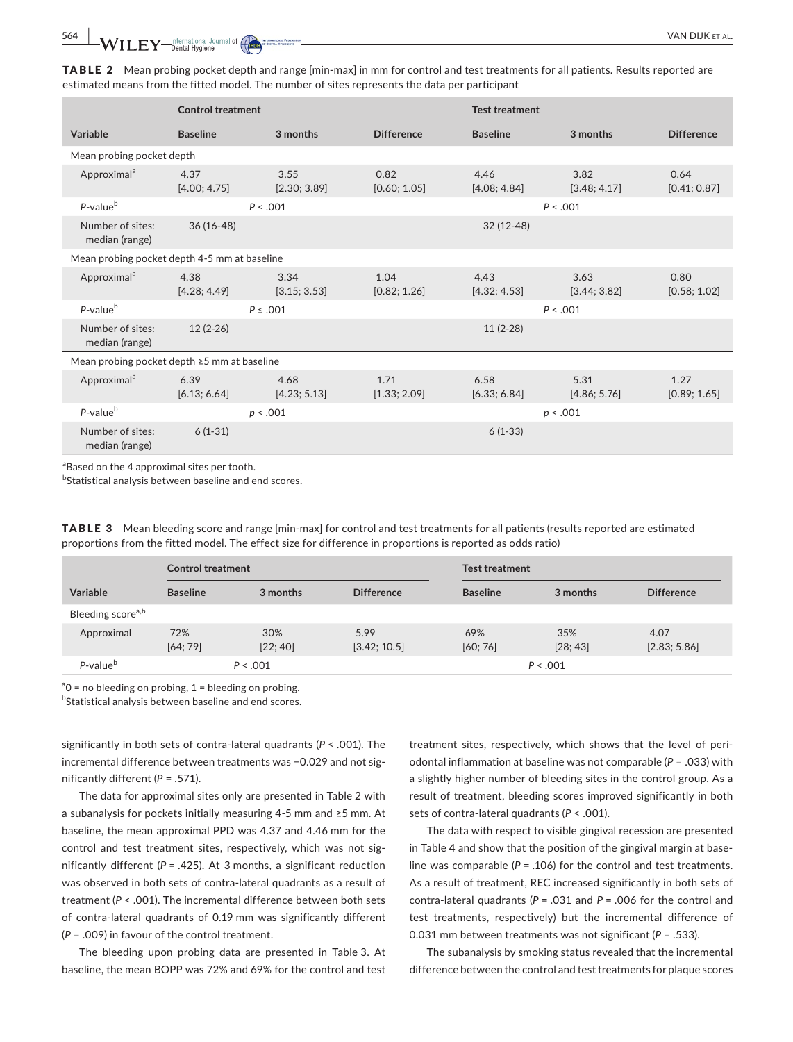**TABLE 2** Mean probing pocket depth and range [min-max] in mm for control and test treatments for all patients. Results reported are estimated means from the fitted model. The number of sites represents the data per participant

| Variable | Control treatment | | | Test treatment | | |
|---|---|---|---|---|---|---|
| | Baseline | 3 months | Difference | Baseline | 3 months | Difference |
| Mean probing pocket depth | | | | | | |
| Approximal[a] | 4.37 [4.00; 4.75] | 3.55 [2.30; 3.89] | 0.82 [0.60; 1.05] | 4.46 [4.08; 4.84] | 3.82 [3.48; 4.17] | 0.64 [0.41; 0.87] |
| P-value[b] | | $P < .001$ | | | $P < .001$ | |
| Number of sites: median (range) | 36 (16-48) | | | 32 (12-48) | | |
| Mean probing pocket depth 4-5 mm at baseline | | | | | | |
| Approximal[a] | 4.38 [4.28; 4.49] | 3.34 [3.15; 3.53] | 1.04 [0.82; 1.26] | 4.43 [4.32; 4.53] | 3.63 [3.44; 3.82] | 0.80 [0.58; 1.02] |
| P-value[b] | | $P \leq .001$ | | | $P < .001$ | |
| Number of sites: median (range) | 12 (2-26) | | | 11 (2-28) | | |
| Mean probing pocket depth ≥5 mm at baseline | | | | | | |
| Approximal[a] | 6.39 [6.13; 6.64] | 4.68 [4.23; 5.13] | 1.71 [1.33; 2.09] | 6.58 [6.33; 6.84] | 5.31 [4.86; 5.76] | 1.27 [0.89; 1.65] |
| P-value[b] | | $p < .001$ | | | $p < .001$ | |
| Number of sites: median (range) | 6 (1-31) | | | 6 (1-33) | | |

[a]Based on the 4 approximal sites per tooth.
[b]Statistical analysis between baseline and end scores.

**TABLE 3** Mean bleeding score and range [min-max] for control and test treatments for all patients (results reported are estimated proportions from the fitted model. The effect size for difference in proportions is reported as odds ratio)

| Variable | Control treatment | | | Test treatment | | |
|---|---|---|---|---|---|---|
| | Baseline | 3 months | Difference | Baseline | 3 months | Difference |
| Bleeding score[a,b] | | | | | | |
| Approximal | 72% [64; 79] | 30% [22; 40] | 5.99 [3.42; 10.5] | 69% [60; 76] | 35% [28; 43] | 4.07 [2.83; 5.86] |
| P-value[b] | | $P < .001$ | | | $P < .001$ | |

[a]0 = no bleeding on probing, 1 = bleeding on probing.
[b]Statistical analysis between baseline and end scores.

significantly in both sets of contra-lateral quadrants ($P < .001$). The incremental difference between treatments was −0.029 and not significantly different ($P = .571$).

The data for approximal sites only are presented in Table 2 with a subanalysis for pockets initially measuring 4-5 mm and ≥5 mm. At baseline, the mean approximal PPD was 4.37 and 4.46 mm for the control and test treatment sites, respectively, which was not significantly different ($P = .425$). At 3 months, a significant reduction was observed in both sets of contra-lateral quadrants as a result of treatment ($P < .001$). The incremental difference between both sets of contra-lateral quadrants of 0.19 mm was significantly different ($P = .009$) in favour of the control treatment.

The bleeding upon probing data are presented in Table 3. At baseline, the mean BOPP was 72% and 69% for the control and test treatment sites, respectively, which shows that the level of periodontal inflammation at baseline was not comparable ($P = .033$) with a slightly higher number of bleeding sites in the control group. As a result of treatment, bleeding scores improved significantly in both sets of contra-lateral quadrants ($P < .001$).

The data with respect to visible gingival recession are presented in Table 4 and show that the position of the gingival margin at baseline was comparable ($P = .106$) for the control and test treatments. As a result of treatment, REC increased significantly in both sets of contra-lateral quadrants ($P = .031$ and $P = .006$ for the control and test treatments, respectively) but the incremental difference of 0.031 mm between treatments was not significant ($P = .533$).

The subanalysis by smoking status revealed that the incremental difference between the control and test treatments for plaque scores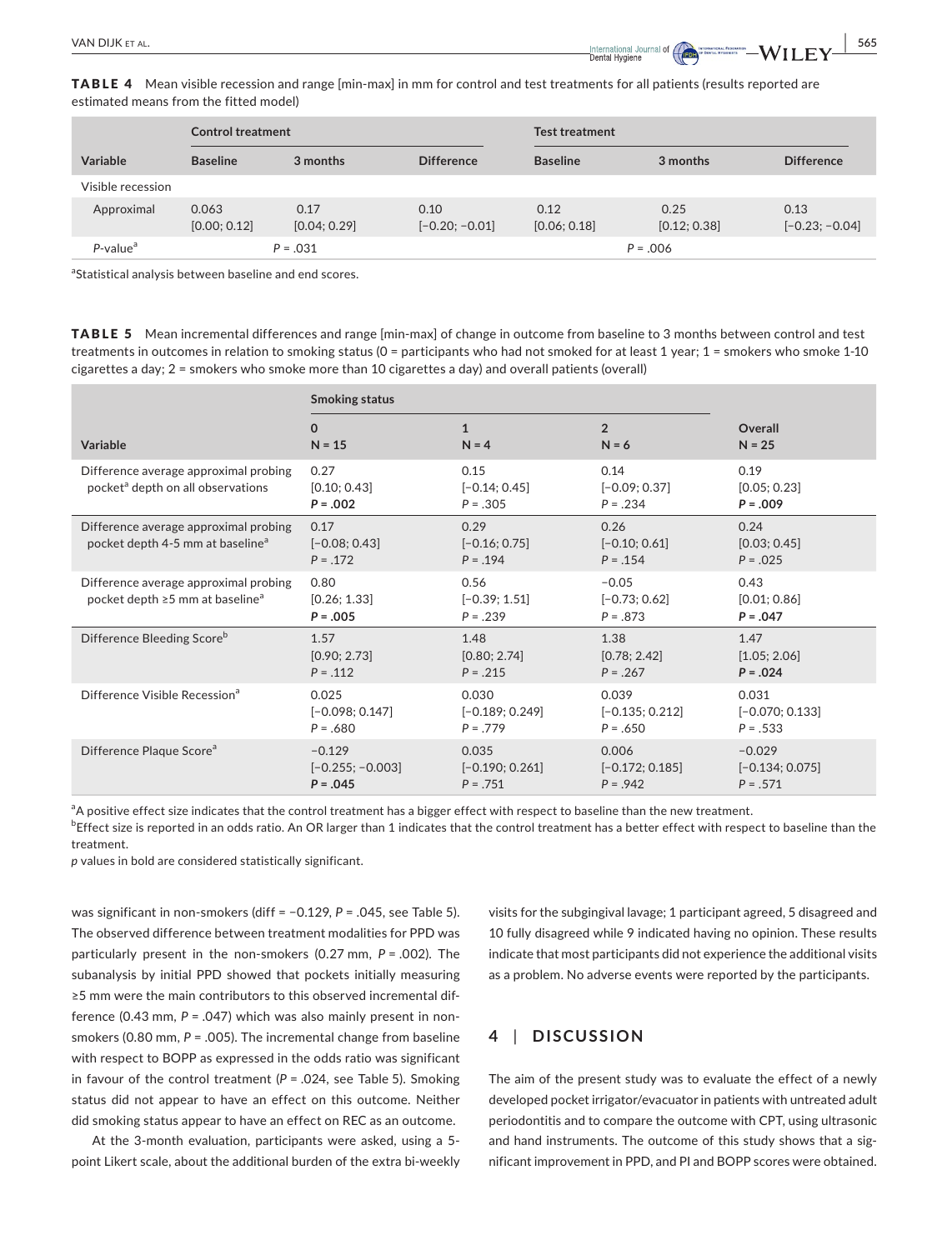**TABLE 4** Mean visible recession and range [min-max] in mm for control and test treatments for all patients (results reported are estimated means from the fitted model)

| | Control treatment | | | Test treatment | | |
|---|---|---|---|---|---|---|
| Variable | Baseline | 3 months | Difference | Baseline | 3 months | Difference |
| Visible recession | | | | | | |
| Approximal | 0.063 [0.00; 0.12] | 0.17 [0.04; 0.29] | 0.10 [−0.20; −0.01] | 0.12 [0.06; 0.18] | 0.25 [0.12; 0.38] | 0.13 [−0.23; −0.04] |
| *P*-value[a] | *P* = .031 | | | *P* = .006 | | |

[a]Statistical analysis between baseline and end scores.

**TABLE 5** Mean incremental differences and range [min-max] of change in outcome from baseline to 3 months between control and test treatments in outcomes in relation to smoking status (0 = participants who had not smoked for at least 1 year; 1 = smokers who smoke 1-10 cigarettes a day; 2 = smokers who smoke more than 10 cigarettes a day) and overall patients (overall)

| | Smoking status | | | |
|---|---|---|---|---|
| Variable | 0 N = 15 | 1 N = 4 | 2 N = 6 | Overall N = 25 |
| Difference average approximal probing pocket[a] depth on all observations | 0.27 [0.10; 0.43] ***P* = .002** | 0.15 [−0.14; 0.45] *P* = .305 | 0.14 [−0.09; 0.37] *P* = .234 | 0.19 [0.05; 0.23] ***P* = .009** |
| Difference average approximal probing pocket depth 4-5 mm at baseline[a] | 0.17 [−0.08; 0.43] *P* = .172 | 0.29 [−0.16; 0.75] *P* = .194 | 0.26 [−0.10; 0.61] *P* = .154 | 0.24 [0.03; 0.45] *P* = .025 |
| Difference average approximal probing pocket depth ≥5 mm at baseline[a] | 0.80 [0.26; 1.33] ***P* = .005** | 0.56 [−0.39; 1.51] *P* = .239 | −0.05 [−0.73; 0.62] *P* = .873 | 0.43 [0.01; 0.86] ***P* = .047** |
| Difference Bleeding Score[b] | 1.57 [0.90; 2.73] *P* = .112 | 1.48 [0.80; 2.74] *P* = .215 | 1.38 [0.78; 2.42] *P* = .267 | 1.47 [1.05; 2.06] ***P* = .024** |
| Difference Visible Recession[a] | 0.025 [−0.098; 0.147] *P* = .680 | 0.030 [−0.189; 0.249] *P* = .779 | 0.039 [−0.135; 0.212] *P* = .650 | 0.031 [−0.070; 0.133] *P* = .533 |
| Difference Plaque Score[a] | −0.129 [−0.255; −0.003] ***P* = .045** | 0.035 [−0.190; 0.261] *P* = .751 | 0.006 [−0.172; 0.185] *P* = .942 | −0.029 [−0.134; 0.075] *P* = .571 |

[a]A positive effect size indicates that the control treatment has a bigger effect with respect to baseline than the new treatment.
[b]Effect size is reported in an odds ratio. An OR larger than 1 indicates that the control treatment has a better effect with respect to baseline than the treatment.
*p* values in bold are considered statistically significant.

was significant in non-smokers (diff = −0.129, *P* = .045, see Table 5). The observed difference between treatment modalities for PPD was particularly present in the non-smokers (0.27 mm, *P* = .002). The subanalysis by initial PPD showed that pockets initially measuring ≥5 mm were the main contributors to this observed incremental difference (0.43 mm, *P* = .047) which was also mainly present in non-smokers (0.80 mm, *P* = .005). The incremental change from baseline with respect to BOPP as expressed in the odds ratio was significant in favour of the control treatment (*P* = .024, see Table 5). Smoking status did not appear to have an effect on this outcome. Neither did smoking status appear to have an effect on REC as an outcome.

At the 3-month evaluation, participants were asked, using a 5-point Likert scale, about the additional burden of the extra bi-weekly visits for the subgingival lavage; 1 participant agreed, 5 disagreed and 10 fully disagreed while 9 indicated having no opinion. These results indicate that most participants did not experience the additional visits as a problem. No adverse events were reported by the participants.

## 4 | DISCUSSION

The aim of the present study was to evaluate the effect of a newly developed pocket irrigator/evacuator in patients with untreated adult periodontitis and to compare the outcome with CPT, using ultrasonic and hand instruments. The outcome of this study shows that a significant improvement in PPD, and PI and BOPP scores were obtained.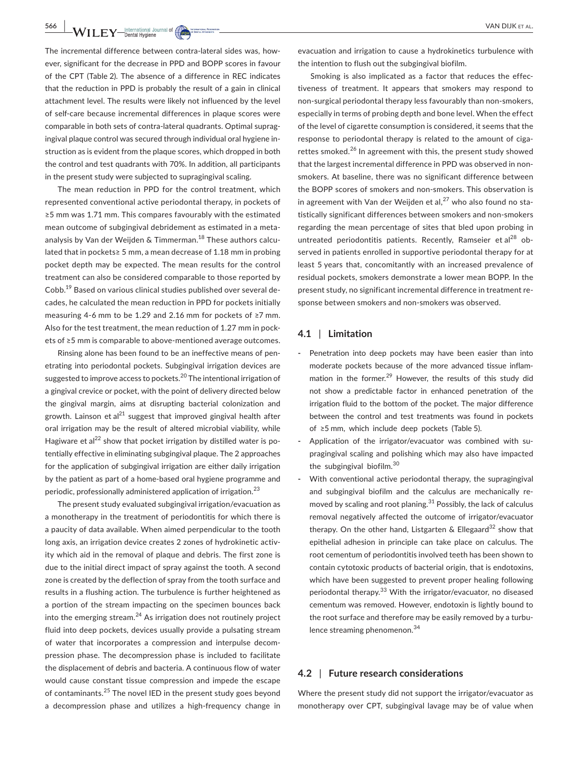The incremental difference between contra-lateral sides was, however, significant for the decrease in PPD and BOPP scores in favour of the CPT (Table 2). The absence of a difference in REC indicates that the reduction in PPD is probably the result of a gain in clinical attachment level. The results were likely not influenced by the level of self-care because incremental differences in plaque scores were comparable in both sets of contra-lateral quadrants. Optimal supragingival plaque control was secured through individual oral hygiene instruction as is evident from the plaque scores, which dropped in both the control and test quadrants with 70%. In addition, all participants in the present study were subjected to supragingival scaling.

The mean reduction in PPD for the control treatment, which represented conventional active periodontal therapy, in pockets of ≥5 mm was 1.71 mm. This compares favourably with the estimated mean outcome of subgingival debridement as estimated in a meta-analysis by Van der Weijden & Timmerman.[18] These authors calculated that in pockets≥ 5 mm, a mean decrease of 1.18 mm in probing pocket depth may be expected. The mean results for the control treatment can also be considered comparable to those reported by Cobb.[19] Based on various clinical studies published over several decades, he calculated the mean reduction in PPD for pockets initially measuring 4-6 mm to be 1.29 and 2.16 mm for pockets of ≥7 mm. Also for the test treatment, the mean reduction of 1.27 mm in pockets of ≥5 mm is comparable to above-mentioned average outcomes.

Rinsing alone has been found to be an ineffective means of penetrating into periodontal pockets. Subgingival irrigation devices are suggested to improve access to pockets.[20] The intentional irrigation of a gingival crevice or pocket, with the point of delivery directed below the gingival margin, aims at disrupting bacterial colonization and growth. Lainson et al[21] suggest that improved gingival health after oral irrigation may be the result of altered microbial viability, while Hagiware et al[22] show that pocket irrigation by distilled water is potentially effective in eliminating subgingival plaque. The 2 approaches for the application of subgingival irrigation are either daily irrigation by the patient as part of a home-based oral hygiene programme and periodic, professionally administered application of irrigation.[23]

The present study evaluated subgingival irrigation/evacuation as a monotherapy in the treatment of periodontitis for which there is a paucity of data available. When aimed perpendicular to the tooth long axis, an irrigation device creates 2 zones of hydrokinetic activity which aid in the removal of plaque and debris. The first zone is due to the initial direct impact of spray against the tooth. A second zone is created by the deflection of spray from the tooth surface and results in a flushing action. The turbulence is further heightened as a portion of the stream impacting on the specimen bounces back into the emerging stream.[24] As irrigation does not routinely project fluid into deep pockets, devices usually provide a pulsating stream of water that incorporates a compression and interpulse decompression phase. The decompression phase is included to facilitate the displacement of debris and bacteria. A continuous flow of water would cause constant tissue compression and impede the escape of contaminants.[25] The novel IED in the present study goes beyond a decompression phase and utilizes a high-frequency change in evacuation and irrigation to cause a hydrokinetics turbulence with the intention to flush out the subgingival biofilm.

Smoking is also implicated as a factor that reduces the effectiveness of treatment. It appears that smokers may respond to non-surgical periodontal therapy less favourably than non-smokers, especially in terms of probing depth and bone level. When the effect of the level of cigarette consumption is considered, it seems that the response to periodontal therapy is related to the amount of cigarettes smoked.[26] In agreement with this, the present study showed that the largest incremental difference in PPD was observed in non-smokers. At baseline, there was no significant difference between the BOPP scores of smokers and non-smokers. This observation is in agreement with Van der Weijden et al,[27] who also found no statistically significant differences between smokers and non-smokers regarding the mean percentage of sites that bled upon probing in untreated periodontitis patients. Recently, Ramseier et al[28] observed in patients enrolled in supportive periodontal therapy for at least 5 years that, concomitantly with an increased prevalence of residual pockets, smokers demonstrate a lower mean BOPP. In the present study, no significant incremental difference in treatment response between smokers and non-smokers was observed.

## 4.1 | Limitation

- Penetration into deep pockets may have been easier than into moderate pockets because of the more advanced tissue inflammation in the former.[29] However, the results of this study did not show a predictable factor in enhanced penetration of the irrigation fluid to the bottom of the pocket. The major difference between the control and test treatments was found in pockets of ≥5 mm, which include deep pockets (Table 5).
- Application of the irrigator/evacuator was combined with supragingival scaling and polishing which may also have impacted the subgingival biofilm.[30]
- With conventional active periodontal therapy, the supragingival and subgingival biofilm and the calculus are mechanically removed by scaling and root planing.[31] Possibly, the lack of calculus removal negatively affected the outcome of irrigator/evacuator therapy. On the other hand, Listgarten & Ellegaard[32] show that epithelial adhesion in principle can take place on calculus. The root cementum of periodontitis involved teeth has been shown to contain cytotoxic products of bacterial origin, that is endotoxins, which have been suggested to prevent proper healing following periodontal therapy.[33] With the irrigator/evacuator, no diseased cementum was removed. However, endotoxin is lightly bound to the root surface and therefore may be easily removed by a turbulence streaming phenomenon.[34]

## 4.2 | Future research considerations

Where the present study did not support the irrigator/evacuator as monotherapy over CPT, subgingival lavage may be of value when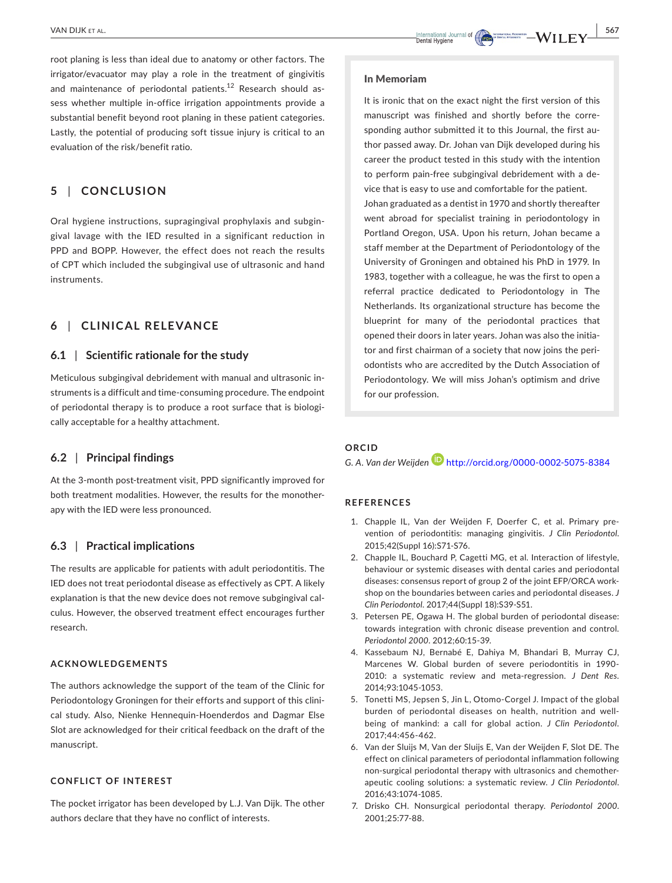root planing is less than ideal due to anatomy or other factors. The irrigator/evacuator may play a role in the treatment of gingivitis and maintenance of periodontal patients.[12] Research should assess whether multiple in-office irrigation appointments provide a substantial benefit beyond root planing in these patient categories. Lastly, the potential of producing soft tissue injury is critical to an evaluation of the risk/benefit ratio.

## 5 | CONCLUSION

Oral hygiene instructions, supragingival prophylaxis and subgingival lavage with the IED resulted in a significant reduction in PPD and BOPP. However, the effect does not reach the results of CPT which included the subgingival use of ultrasonic and hand instruments.

## 6 | CLINICAL RELEVANCE

### 6.1 | Scientific rationale for the study

Meticulous subgingival debridement with manual and ultrasonic instruments is a difficult and time-consuming procedure. The endpoint of periodontal therapy is to produce a root surface that is biologically acceptable for a healthy attachment.

### 6.2 | Principal findings

At the 3-month post-treatment visit, PPD significantly improved for both treatment modalities. However, the results for the monotherapy with the IED were less pronounced.

### 6.3 | Practical implications

The results are applicable for patients with adult periodontitis. The IED does not treat periodontal disease as effectively as CPT. A likely explanation is that the new device does not remove subgingival calculus. However, the observed treatment effect encourages further research.

## ACKNOWLEDGEMENTS

The authors acknowledge the support of the team of the Clinic for Periodontology Groningen for their efforts and support of this clinical study. Also, Nienke Hennequin-Hoenderdos and Dagmar Else Slot are acknowledged for their critical feedback on the draft of the manuscript.

## CONFLICT OF INTEREST

The pocket irrigator has been developed by L.J. Van Dijk. The other authors declare that they have no conflict of interests.

### In Memoriam

It is ironic that on the exact night the first version of this manuscript was finished and shortly before the corresponding author submitted it to this Journal, the first author passed away. Dr. Johan van Dijk developed during his career the product tested in this study with the intention to perform pain-free subgingival debridement with a device that is easy to use and comfortable for the patient. Johan graduated as a dentist in 1970 and shortly thereafter went abroad for specialist training in periodontology in Portland Oregon, USA. Upon his return, Johan became a staff member at the Department of Periodontology of the University of Groningen and obtained his PhD in 1979. In 1983, together with a colleague, he was the first to open a referral practice dedicated to Periodontology in The Netherlands. Its organizational structure has become the blueprint for many of the periodontal practices that opened their doors in later years. Johan was also the initiator and first chairman of a society that now joins the periodontists who are accredited by the Dutch Association of Periodontology. We will miss Johan's optimism and drive for our profession.

## ORCID

*G. A. Van der Weijden* http://orcid.org/0000-0002-5075-8384

## REFERENCES

1. Chapple IL, Van der Weijden F, Doerfer C, et al. Primary prevention of periodontitis: managing gingivitis. *J Clin Periodontol*. 2015;42(Suppl 16):S71-S76.
2. Chapple IL, Bouchard P, Cagetti MG, et al. Interaction of lifestyle, behaviour or systemic diseases with dental caries and periodontal diseases: consensus report of group 2 of the joint EFP/ORCA workshop on the boundaries between caries and periodontal diseases. *J Clin Periodontol*. 2017;44(Suppl 18):S39-S51.
3. Petersen PE, Ogawa H. The global burden of periodontal disease: towards integration with chronic disease prevention and control. *Periodontol 2000*. 2012;60:15-39.
4. Kassebaum NJ, Bernabé E, Dahiya M, Bhandari B, Murray CJ, Marcenes W. Global burden of severe periodontitis in 1990-2010: a systematic review and meta-regression. *J Dent Res*. 2014;93:1045-1053.
5. Tonetti MS, Jepsen S, Jin L, Otomo-Corgel J. Impact of the global burden of periodontal diseases on health, nutrition and well-being of mankind: a call for global action. *J Clin Periodontol*. 2017;44:456-462.
6. Van der Sluijs M, Van der Sluijs E, Van der Weijden F, Slot DE. The effect on clinical parameters of periodontal inflammation following non-surgical periodontal therapy with ultrasonics and chemotherapeutic cooling solutions: a systematic review. *J Clin Periodontol*. 2016;43:1074-1085.
7. Drisko CH. Nonsurgical periodontal therapy. *Periodontol 2000*. 2001;25:77-88.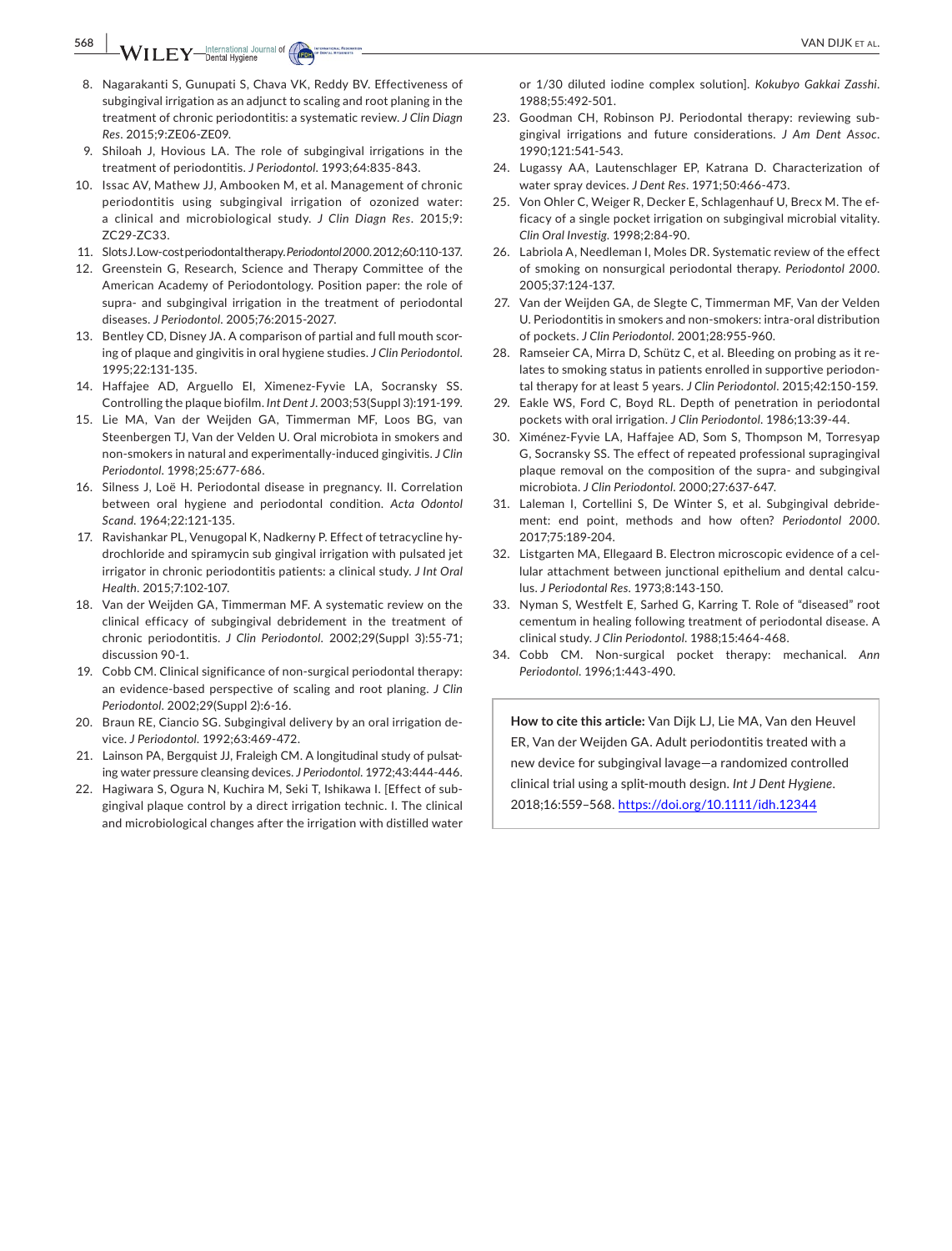8. Nagarakanti S, Gunupati S, Chava VK, Reddy BV. Effectiveness of subgingival irrigation as an adjunct to scaling and root planing in the treatment of chronic periodontitis: a systematic review. *J Clin Diagn Res*. 2015;9:ZE06-ZE09.
9. Shiloah J, Hovious LA. The role of subgingival irrigations in the treatment of periodontitis. *J Periodontol*. 1993;64:835-843.
10. Issac AV, Mathew JJ, Ambooken M, et al. Management of chronic periodontitis using subgingival irrigation of ozonized water: a clinical and microbiological study. *J Clin Diagn Res*. 2015;9:ZC29-ZC33.
11. Slots J. Low-cost periodontal therapy. *Periodontol 2000*. 2012;60:110-137.
12. Greenstein G, Research, Science and Therapy Committee of the American Academy of Periodontology. Position paper: the role of supra- and subgingival irrigation in the treatment of periodontal diseases. *J Periodontol*. 2005;76:2015-2027.
13. Bentley CD, Disney JA. A comparison of partial and full mouth scoring of plaque and gingivitis in oral hygiene studies. *J Clin Periodontol*. 1995;22:131-135.
14. Haffajee AD, Arguello EI, Ximenez-Fyvie LA, Socransky SS. Controlling the plaque biofilm. *Int Dent J*. 2003;53(Suppl 3):191-199.
15. Lie MA, Van der Weijden GA, Timmerman MF, Loos BG, van Steenbergen TJ, Van der Velden U. Oral microbiota in smokers and non-smokers in natural and experimentally-induced gingivitis. *J Clin Periodontol*. 1998;25:677-686.
16. Silness J, Loë H. Periodontal disease in pregnancy. II. Correlation between oral hygiene and periodontal condition. *Acta Odontol Scand*. 1964;22:121-135.
17. Ravishankar PL, Venugopal K, Nadkerny P. Effect of tetracycline hydrochloride and spiramycin sub gingival irrigation with pulsated jet irrigator in chronic periodontitis patients: a clinical study. *J Int Oral Health*. 2015;7:102-107.
18. Van der Weijden GA, Timmerman MF. A systematic review on the clinical efficacy of subgingival debridement in the treatment of chronic periodontitis. *J Clin Periodontol*. 2002;29(Suppl 3):55-71; discussion 90-1.
19. Cobb CM. Clinical significance of non-surgical periodontal therapy: an evidence-based perspective of scaling and root planing. *J Clin Periodontol*. 2002;29(Suppl 2):6-16.
20. Braun RE, Ciancio SG. Subgingival delivery by an oral irrigation device. *J Periodontol*. 1992;63:469-472.
21. Lainson PA, Bergquist JJ, Fraleigh CM. A longitudinal study of pulsating water pressure cleansing devices. *J Periodontol*. 1972;43:444-446.
22. Hagiwara S, Ogura N, Kuchira M, Seki T, Ishikawa I. [Effect of subgingival plaque control by a direct irrigation technic. I. The clinical and microbiological changes after the irrigation with distilled water or 1/30 diluted iodine complex solution]. *Kokubyo Gakkai Zasshi*. 1988;55:492-501.
23. Goodman CH, Robinson PJ. Periodontal therapy: reviewing subgingival irrigations and future considerations. *J Am Dent Assoc*. 1990;121:541-543.
24. Lugassy AA, Lautenschlager EP, Katrana D. Characterization of water spray devices. *J Dent Res*. 1971;50:466-473.
25. Von Ohler C, Weiger R, Decker E, Schlagenhauf U, Brecx M. The efficacy of a single pocket irrigation on subgingival microbial vitality. *Clin Oral Investig*. 1998;2:84-90.
26. Labriola A, Needleman I, Moles DR. Systematic review of the effect of smoking on nonsurgical periodontal therapy. *Periodontol 2000*. 2005;37:124-137.
27. Van der Weijden GA, de Slegte C, Timmerman MF, Van der Velden U. Periodontitis in smokers and non-smokers: intra-oral distribution of pockets. *J Clin Periodontol*. 2001;28:955-960.
28. Ramseier CA, Mirra D, Schütz C, et al. Bleeding on probing as it relates to smoking status in patients enrolled in supportive periodontal therapy for at least 5 years. *J Clin Periodontol*. 2015;42:150-159.
29. Eakle WS, Ford C, Boyd RL. Depth of penetration in periodontal pockets with oral irrigation. *J Clin Periodontol*. 1986;13:39-44.
30. Ximénez-Fyvie LA, Haffajee AD, Som S, Thompson M, Torresyap G, Socransky SS. The effect of repeated professional supragingival plaque removal on the composition of the supra- and subgingival microbiota. *J Clin Periodontol*. 2000;27:637-647.
31. Laleman I, Cortellini S, De Winter S, et al. Subgingival debridement: end point, methods and how often? *Periodontol 2000*. 2017;75:189-204.
32. Listgarten MA, Ellegaard B. Electron microscopic evidence of a cellular attachment between junctional epithelium and dental calculus. *J Periodontal Res*. 1973;8:143-150.
33. Nyman S, Westfelt E, Sarhed G, Karring T. Role of "diseased" root cementum in healing following treatment of periodontal disease. A clinical study. *J Clin Periodontol*. 1988;15:464-468.
34. Cobb CM. Non-surgical pocket therapy: mechanical. *Ann Periodontol*. 1996;1:443-490.

**How to cite this article:** Van Dijk LJ, Lie MA, Van den Heuvel ER, Van der Weijden GA. Adult periodontitis treated with a new device for subgingival lavage—a randomized controlled clinical trial using a split-mouth design. *Int J Dent Hygiene*. 2018;16:559–568. https://doi.org/10.1111/idh.12344